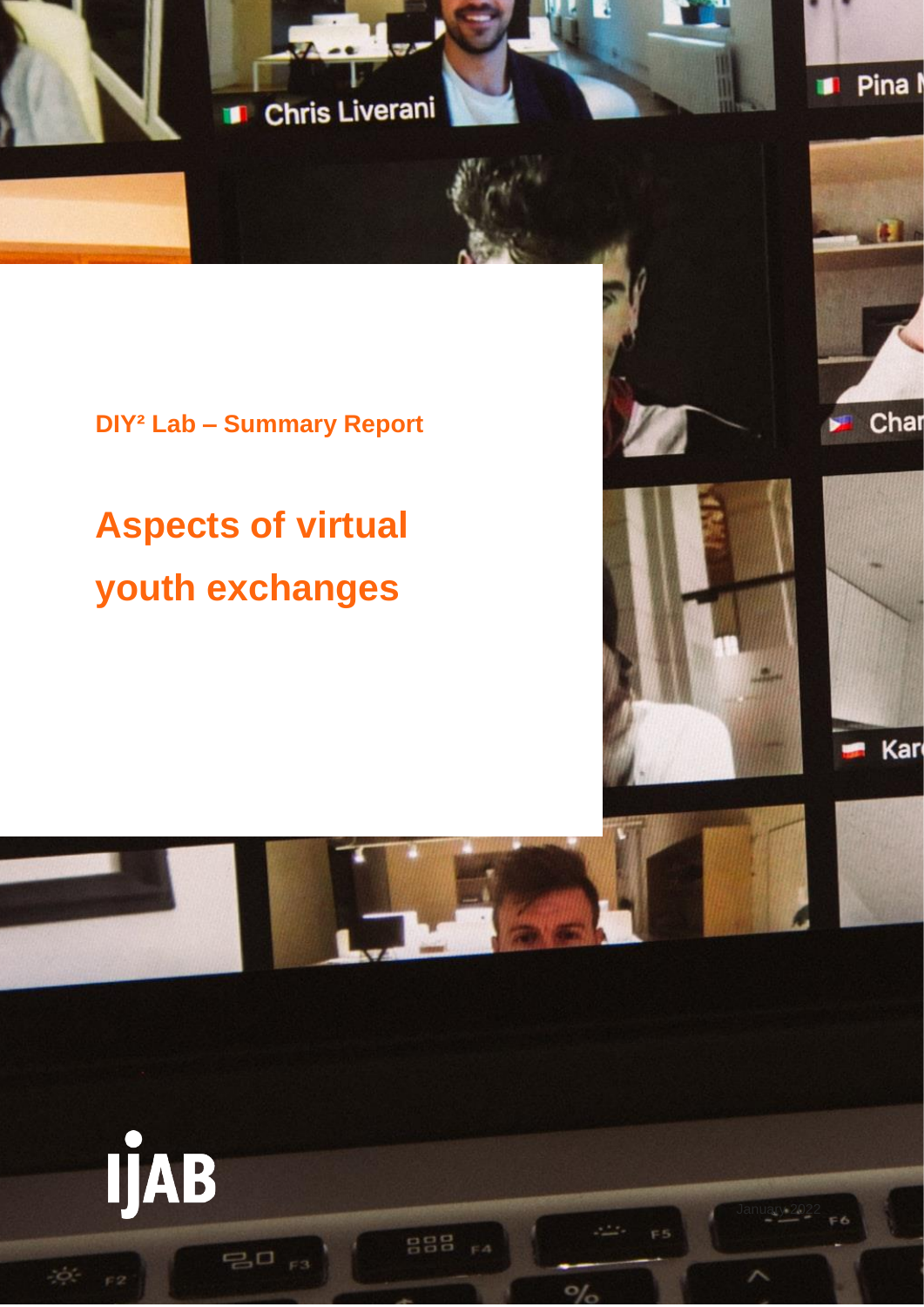DIY² Lab – Summary Report

# Aspects of virtual youth exchanges

January 2022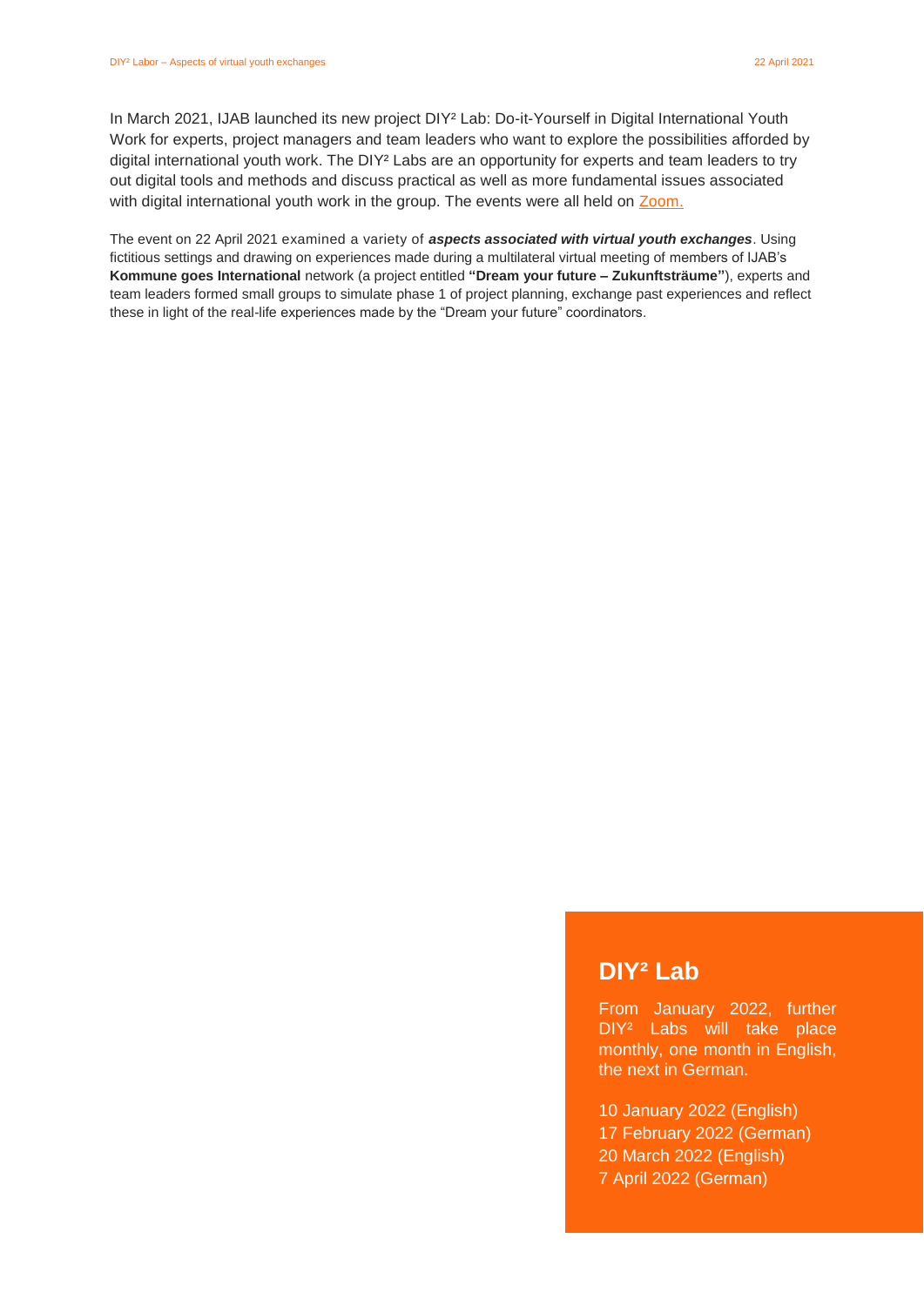In March 2021, IJAB launched its new project DIY² Lab: Do-it-Yourself in Digital International Youth Work for experts, project managers and team leaders who want to explore the possibilities afforded by digital international youth work. The DIY² Labs are an opportunity for experts and team leaders to try out digital tools and methods and discuss practical as well as more fundamental issues associated with digital international youth work in the group. The events were all held on Zoom.

The event on 22 April 2021 examined a variety of ***aspects associated with virtual youth exchanges***. Using fictitious settings and drawing on experiences made during a multilateral virtual meeting of members of IJAB's **Kommune goes International** network (a project entitled **"Dream your future – Zukunftsträume"**), experts and team leaders formed small groups to simulate phase 1 of project planning, exchange past experiences and reflect these in light of the real-life experiences made by the "Dream your future" coordinators.

## DIY² Lab

From January 2022, further DIY² Labs will take place monthly, one month in English, the next in German.

10 January 2022 (English)
17 February 2022 (German)
20 March 2022 (English)
7 April 2022 (German)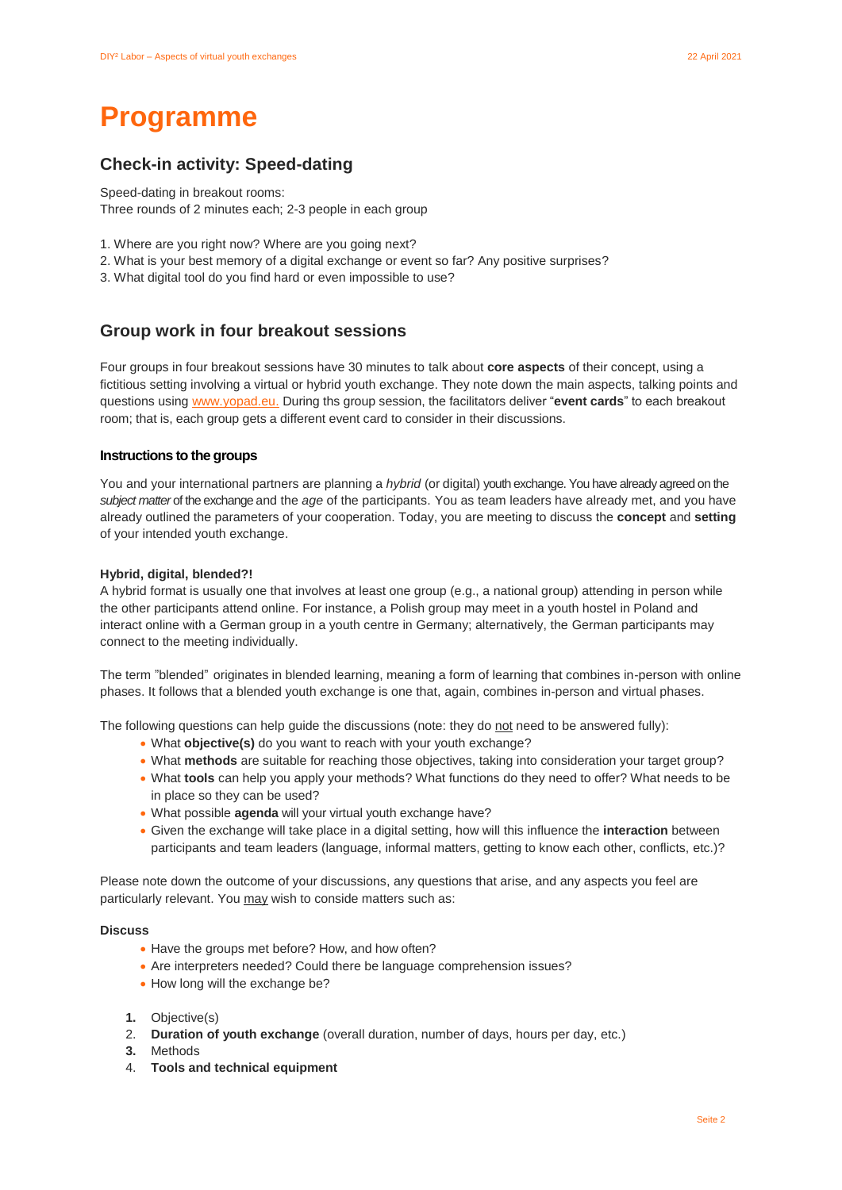# Programme

## Check-in activity: Speed-dating

Speed-dating in breakout rooms:
Three rounds of 2 minutes each; 2-3 people in each group

1. Where are you right now? Where are you going next?
2. What is your best memory of a digital exchange or event so far? Any positive surprises?
3. What digital tool do you find hard or even impossible to use?

## Group work in four breakout sessions

Four groups in four breakout sessions have 30 minutes to talk about **core aspects** of their concept, using a fictitious setting involving a virtual or hybrid youth exchange. They note down the main aspects, talking points and questions using www.yopad.eu. During ths group session, the facilitators deliver "**event cards**" to each breakout room; that is, each group gets a different event card to consider in their discussions.

#### Instructions to the groups

You and your international partners are planning a *hybrid* (or digital) youth exchange. You have already agreed on the *subject matter* of the exchange and the *age* of the participants. You as team leaders have already met, and you have already outlined the parameters of your cooperation. Today, you are meeting to discuss the **concept** and **setting** of your intended youth exchange.

**Hybrid, digital, blended?!**
A hybrid format is usually one that involves at least one group (e.g., a national group) attending in person while the other participants attend online. For instance, a Polish group may meet in a youth hostel in Poland and interact online with a German group in a youth centre in Germany; alternatively, the German participants may connect to the meeting individually.

The term "blended" originates in blended learning, meaning a form of learning that combines in-person with online phases. It follows that a blended youth exchange is one that, again, combines in-person and virtual phases.

The following questions can help guide the discussions (note: they do not need to be answered fully):

- What **objective(s)** do you want to reach with your youth exchange?
- What **methods** are suitable for reaching those objectives, taking into consideration your target group?
- What **tools** can help you apply your methods? What functions do they need to offer? What needs to be in place so they can be used?
- What possible **agenda** will your virtual youth exchange have?
- Given the exchange will take place in a digital setting, how will this influence the **interaction** between participants and team leaders (language, informal matters, getting to know each other, conflicts, etc.)?

Please note down the outcome of your discussions, any questions that arise, and any aspects you feel are particularly relevant. You may wish to conside matters such as:

**Discuss**

- Have the groups met before? How, and how often?
- Are interpreters needed? Could there be language comprehension issues?
- How long will the exchange be?

1. Objective(s)
2. **Duration of youth exchange** (overall duration, number of days, hours per day, etc.)
3. Methods
4. **Tools and technical equipment**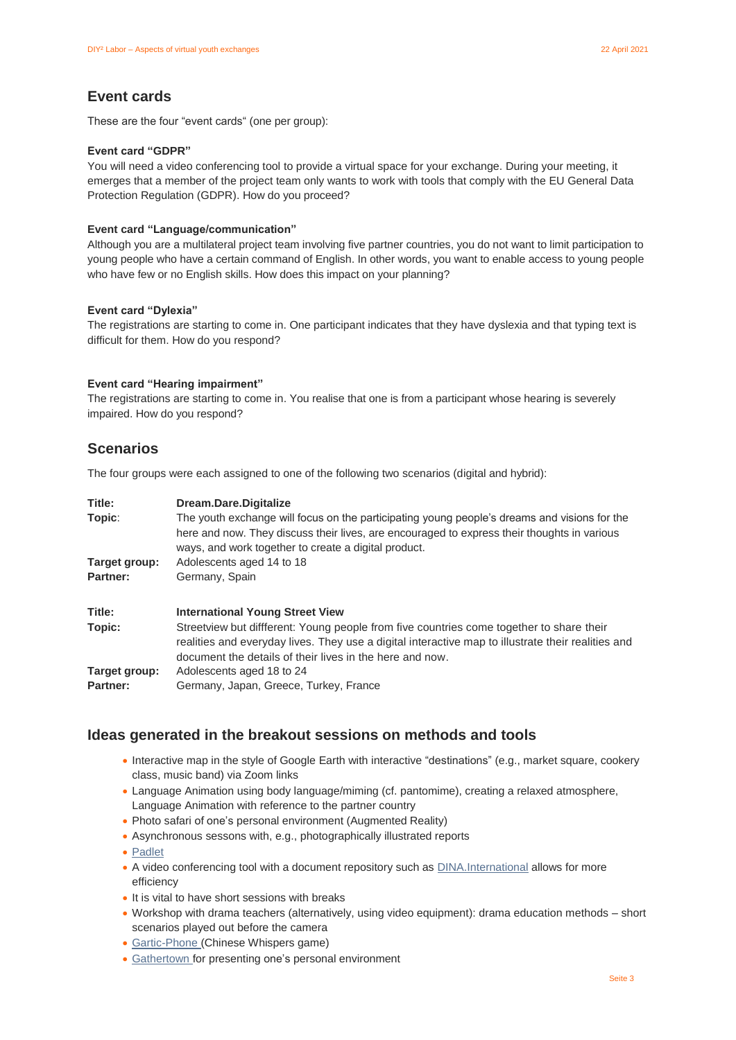## Event cards

These are the four "event cards" (one per group):

**Event card "GDPR"**
You will need a video conferencing tool to provide a virtual space for your exchange. During your meeting, it emerges that a member of the project team only wants to work with tools that comply with the EU General Data Protection Regulation (GDPR). How do you proceed?

**Event card "Language/communication"**
Although you are a multilateral project team involving five partner countries, you do not want to limit participation to young people who have a certain command of English. In other words, you want to enable access to young people who have few or no English skills. How does this impact on your planning?

**Event card "Dylexia"**
The registrations are starting to come in. One participant indicates that they have dyslexia and that typing text is difficult for them. How do you respond?

**Event card "Hearing impairment"**
The registrations are starting to come in. You realise that one is from a participant whose hearing is severely impaired. How do you respond?

## Scenarios

The four groups were each assigned to one of the following two scenarios (digital and hybrid):

| | |
|---|---|
| **Title:** | **Dream.Dare.Digitalize** |
| **Topic**: | The youth exchange will focus on the participating young people's dreams and visions for the here and now. They discuss their lives, are encouraged to express their thoughts in various ways, and work together to create a digital product. |
| **Target group:** | Adolescents aged 14 to 18 |
| **Partner:** | Germany, Spain |

| | |
|---|---|
| **Title:** | **International Young Street View** |
| **Topic:** | Streetview but diffferent: Young people from five countries come together to share their realities and everyday lives. They use a digital interactive map to illustrate their realities and document the details of their lives in the here and now. |
| **Target group:** | Adolescents aged 18 to 24 |
| **Partner:** | Germany, Japan, Greece, Turkey, France |

## Ideas generated in the breakout sessions on methods and tools

- Interactive map in the style of Google Earth with interactive "destinations" (e.g., market square, cookery class, music band) via Zoom links
- Language Animation using body language/miming (cf. pantomime), creating a relaxed atmosphere, Language Animation with reference to the partner country
- Photo safari of one's personal environment (Augmented Reality)
- Asynchronous sessons with, e.g., photographically illustrated reports
- Padlet
- A video conferencing tool with a document repository such as DINA.International allows for more efficiency
- It is vital to have short sessions with breaks
- Workshop with drama teachers (alternatively, using video equipment): drama education methods – short scenarios played out before the camera
- Gartic-Phone (Chinese Whispers game)
- Gathertown for presenting one's personal environment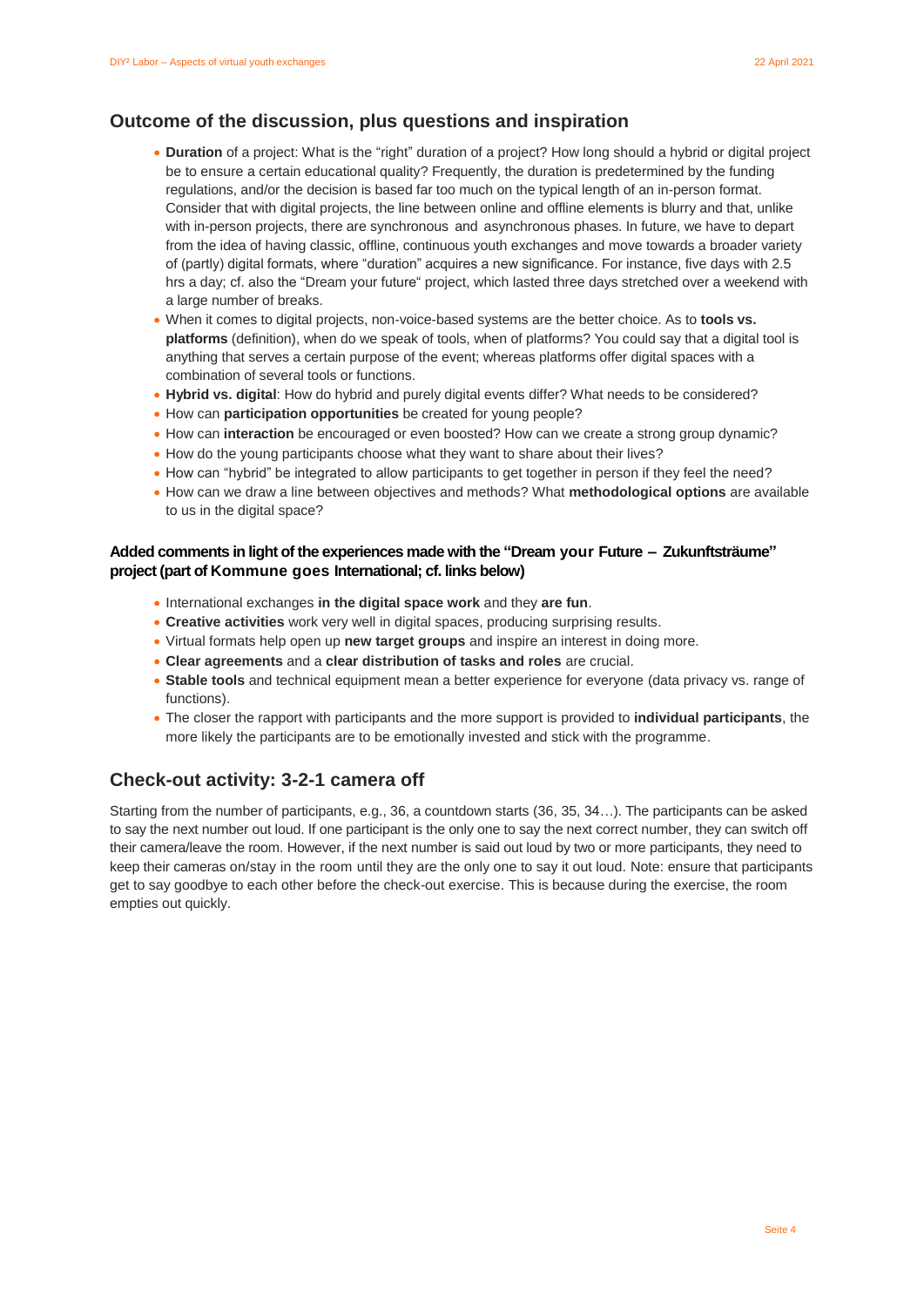## Outcome of the discussion, plus questions and inspiration

- **Duration** of a project: What is the "right" duration of a project? How long should a hybrid or digital project be to ensure a certain educational quality? Frequently, the duration is predetermined by the funding regulations, and/or the decision is based far too much on the typical length of an in-person format. Consider that with digital projects, the line between online and offline elements is blurry and that, unlike with in-person projects, there are synchronous and asynchronous phases. In future, we have to depart from the idea of having classic, offline, continuous youth exchanges and move towards a broader variety of (partly) digital formats, where "duration" acquires a new significance. For instance, five days with 2.5 hrs a day; cf. also the "Dream your future" project, which lasted three days stretched over a weekend with a large number of breaks.
- When it comes to digital projects, non-voice-based systems are the better choice. As to **tools vs. platforms** (definition), when do we speak of tools, when of platforms? You could say that a digital tool is anything that serves a certain purpose of the event; whereas platforms offer digital spaces with a combination of several tools or functions.
- **Hybrid vs. digital**: How do hybrid and purely digital events differ? What needs to be considered?
- How can **participation opportunities** be created for young people?
- How can **interaction** be encouraged or even boosted? How can we create a strong group dynamic?
- How do the young participants choose what they want to share about their lives?
- How can "hybrid" be integrated to allow participants to get together in person if they feel the need?
- How can we draw a line between objectives and methods? What **methodological options** are available to us in the digital space?

### Added comments in light of the experiences made with the "Dream your Future – Zukunftsträume" project (part of Kommune goes International; cf. links below)

- International exchanges **in the digital space work** and they **are fun**.
- **Creative activities** work very well in digital spaces, producing surprising results.
- Virtual formats help open up **new target groups** and inspire an interest in doing more.
- **Clear agreements** and a **clear distribution of tasks and roles** are crucial.
- **Stable tools** and technical equipment mean a better experience for everyone (data privacy vs. range of functions).
- The closer the rapport with participants and the more support is provided to **individual participants**, the more likely the participants are to be emotionally invested and stick with the programme.

## Check-out activity: 3-2-1 camera off

Starting from the number of participants, e.g., 36, a countdown starts (36, 35, 34…). The participants can be asked to say the next number out loud. If one participant is the only one to say the next correct number, they can switch off their camera/leave the room. However, if the next number is said out loud by two or more participants, they need to keep their cameras on/stay in the room until they are the only one to say it out loud. Note: ensure that participants get to say goodbye to each other before the check-out exercise. This is because during the exercise, the room empties out quickly.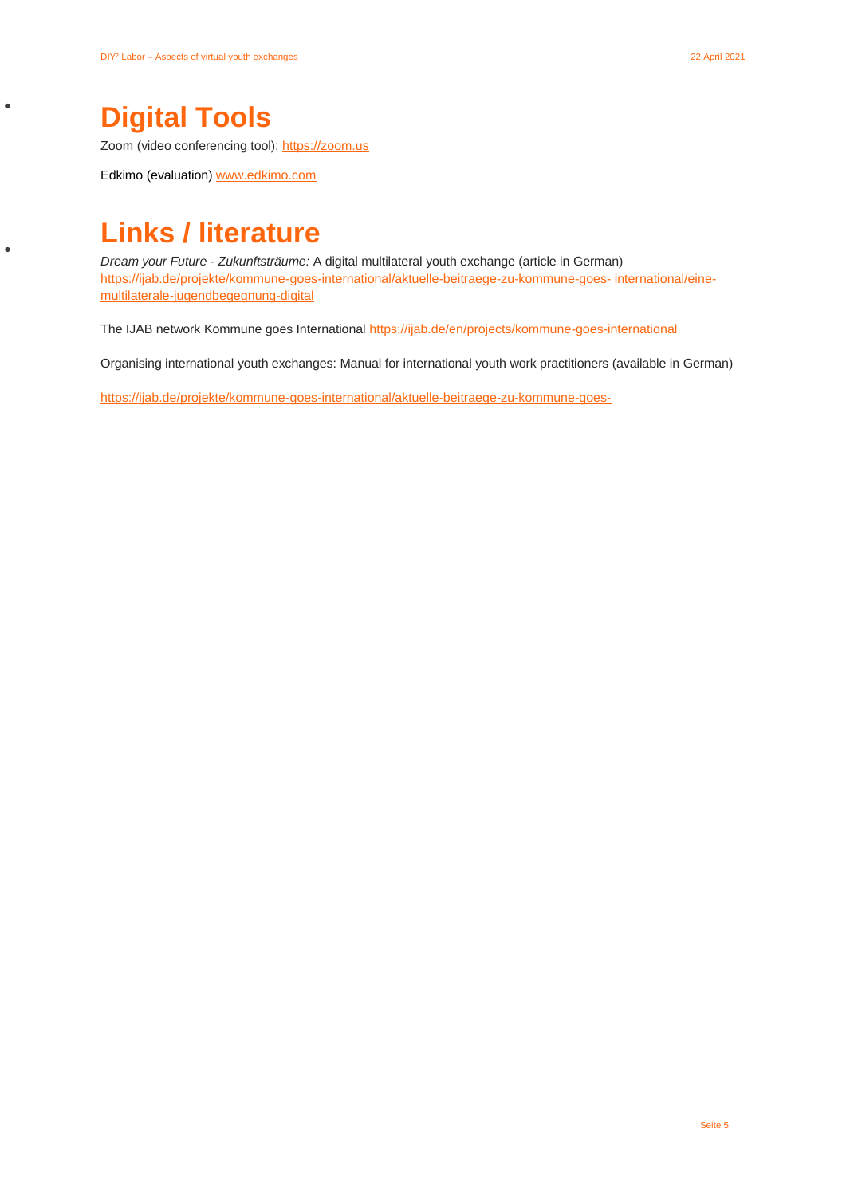# Digital Tools

Zoom (video conferencing tool): https://zoom.us

Edkimo (evaluation) www.edkimo.com

# Links / literature

*Dream your Future - Zukunftsträume:* A digital multilateral youth exchange (article in German) https://ijab.de/projekte/kommune-goes-international/aktuelle-beitraege-zu-kommune-goes- international/eine-multilaterale-jugendbegegnung-digital

The IJAB network Kommune goes International https://ijab.de/en/projects/kommune-goes-international

Organising international youth exchanges: Manual for international youth work practitioners (available in German)

https://ijab.de/projekte/kommune-goes-international/aktuelle-beitraege-zu-kommune-goes-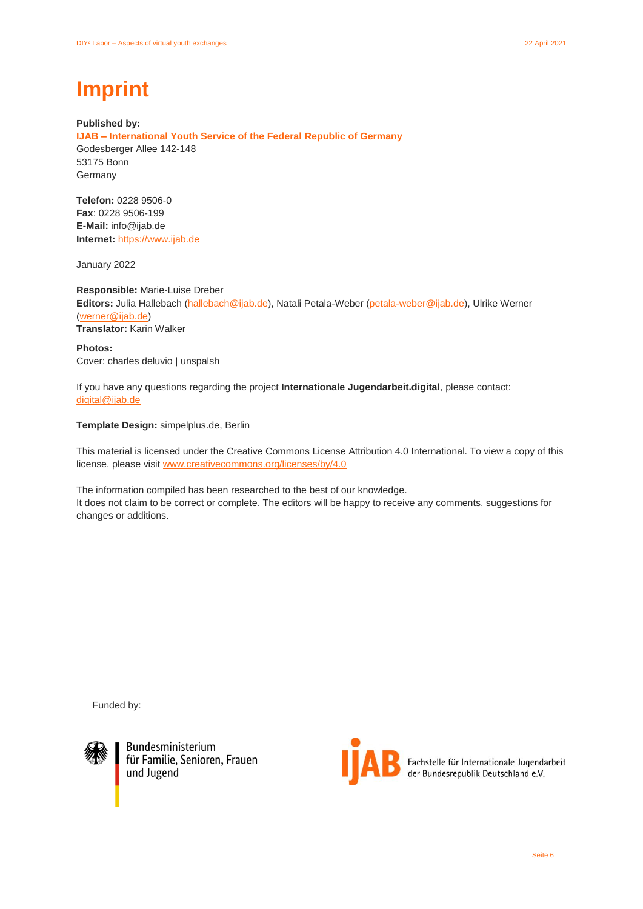# Imprint

**Published by:**
**IJAB – International Youth Service of the Federal Republic of Germany**
Godesberger Allee 142-148
53175 Bonn
Germany

**Telefon:** 0228 9506-0
**Fax**: 0228 9506-199
**E-Mail:** info@ijab.de
**Internet:** https://www.ijab.de

January 2022

**Responsible:** Marie-Luise Dreber
**Editors:** Julia Hallebach (hallebach@ijab.de), Natali Petala-Weber (petala-weber@ijab.de), Ulrike Werner (werner@ijab.de)
**Translator:** Karin Walker

**Photos:**
Cover: charles deluvio | unspalsh

If you have any questions regarding the project **Internationale Jugendarbeit.digital**, please contact: digital@ijab.de

**Template Design:** simpelplus.de, Berlin

This material is licensed under the Creative Commons License Attribution 4.0 International. To view a copy of this license, please visit www.creativecommons.org/licenses/by/4.0

The information compiled has been researched to the best of our knowledge.
It does not claim to be correct or complete. The editors will be happy to receive any comments, suggestions for changes or additions.

Funded by:

Bundesministerium für Familie, Senioren, Frauen und Jugend

IJAB Fachstelle für Internationale Jugendarbeit der Bundesrepublik Deutschland e.V.